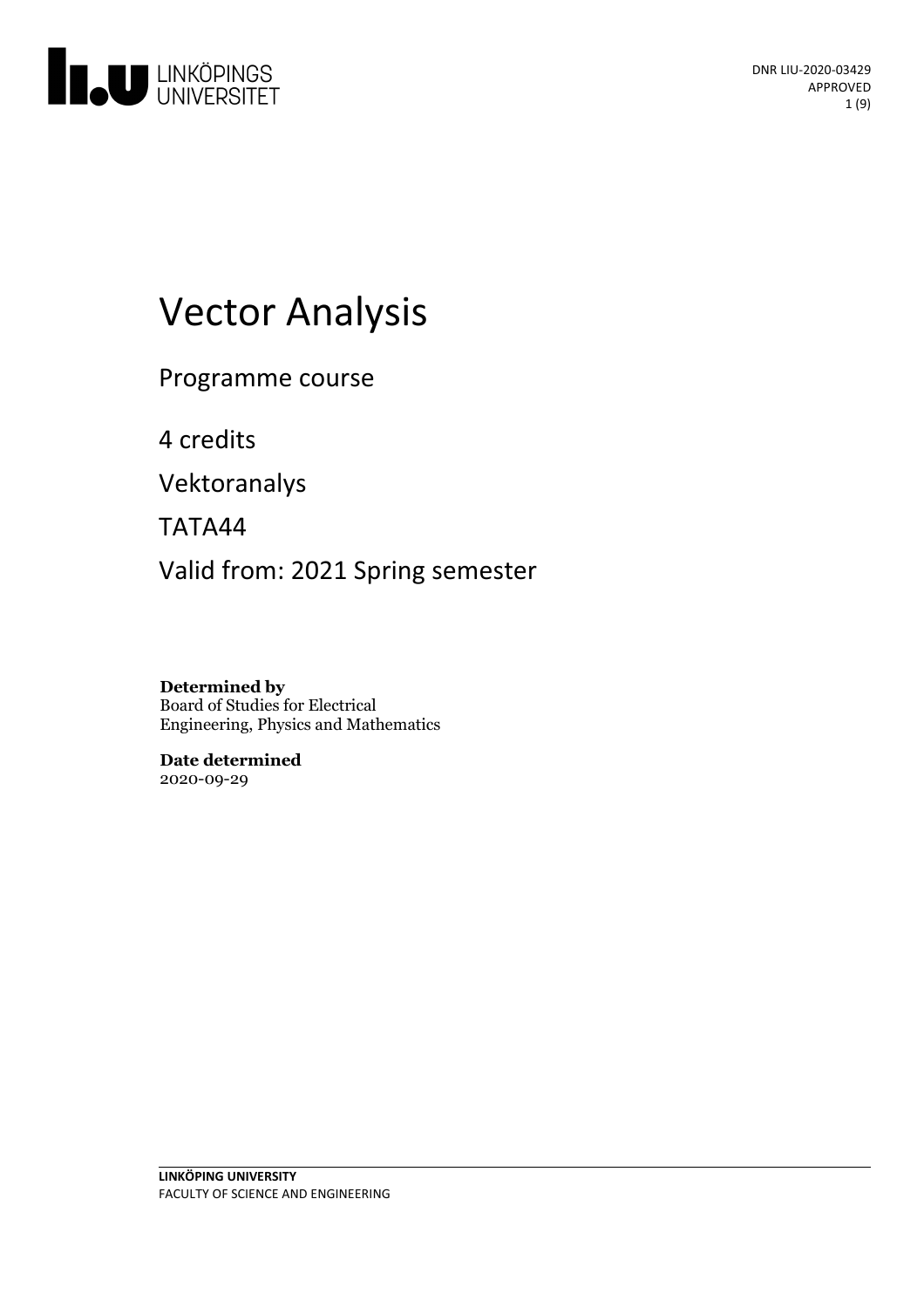DNR LIU-2020-03429
APPROVED

# Vector Analysis

Programme course

4 credits

Vektoranalys

TATA44

Valid from: 2021 Spring semester

**Determined by**
Board of Studies for Electrical Engineering, Physics and Mathematics

**Date determined**
2020-09-29

**LINKÖPING UNIVERSITY**
FACULTY OF SCIENCE AND ENGINEERING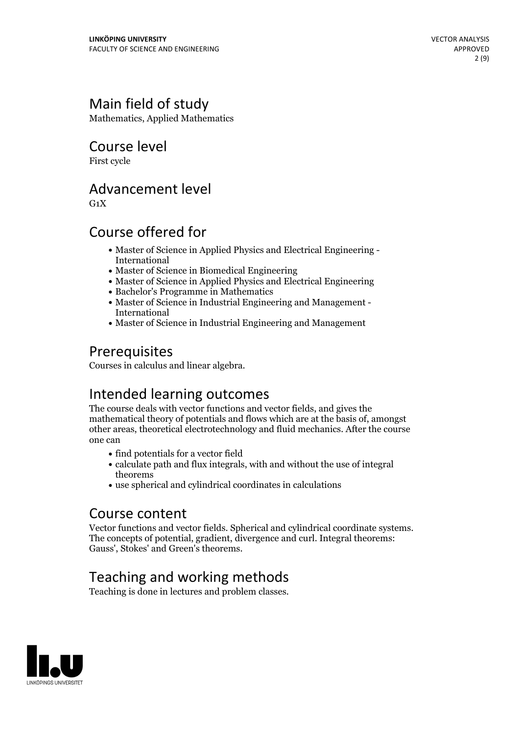## Main field of study

Mathematics, Applied Mathematics

## Course level

First cycle

## Advancement level

G1X

## Course offered for

- Master of Science in Applied Physics and Electrical Engineering - International
- Master of Science in Biomedical Engineering
- Master of Science in Applied Physics and Electrical Engineering
- Bachelor's Programme in Mathematics
- Master of Science in Industrial Engineering and Management - International
- Master of Science in Industrial Engineering and Management

## Prerequisites

Courses in calculus and linear algebra.

## Intended learning outcomes

The course deals with vector functions and vector fields, and gives the mathematical theory of potentials and flows which are at the basis of, amongst other areas, theoretical electrotechnology and fluid mechanics. After the course one can

- find potentials for a vector field
- calculate path and flux integrals, with and without the use of integral theorems
- use spherical and cylindrical coordinates in calculations

## Course content

Vector functions and vector fields. Spherical and cylindrical coordinate systems. The concepts of potential, gradient, divergence and curl. Integral theorems: Gauss', Stokes' and Green's theorems.

## Teaching and working methods

Teaching is done in lectures and problem classes.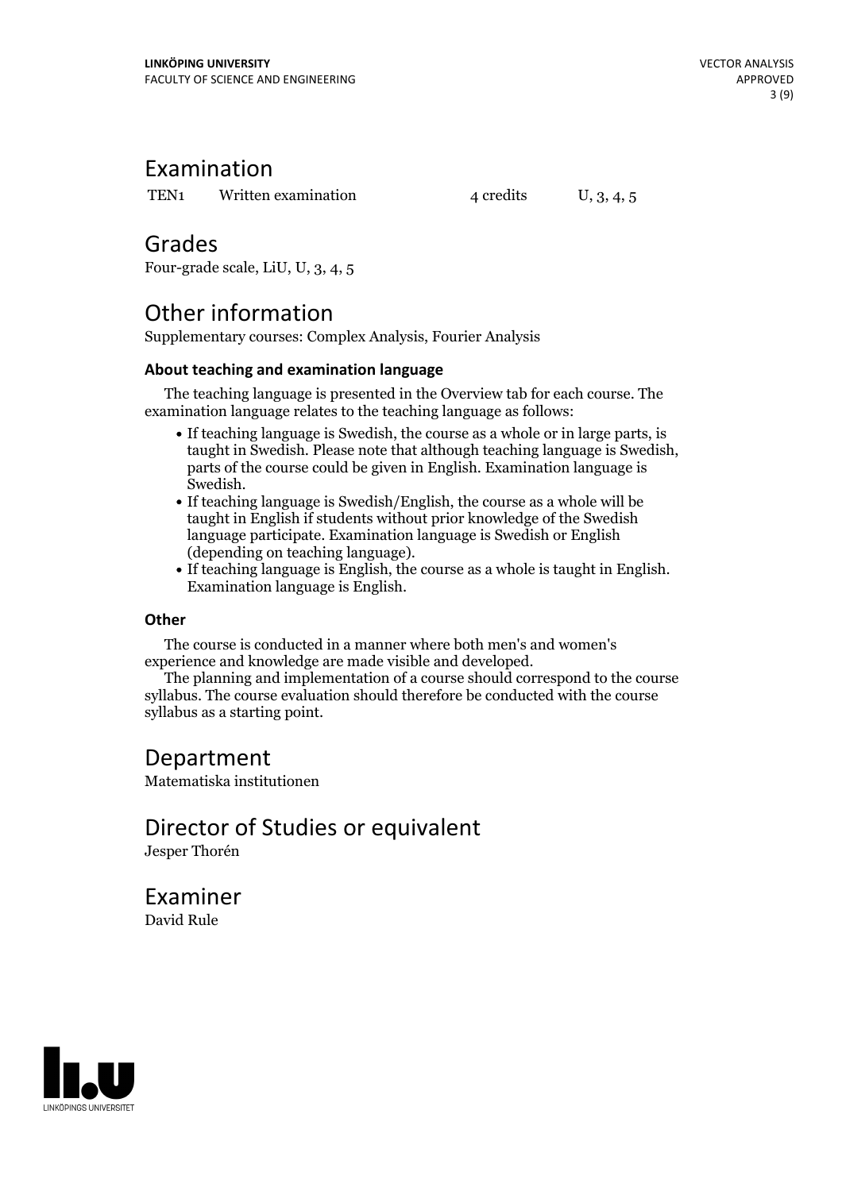## Examination

| TEN1 | Written examination | 4 credits | U, 3, 4, 5 |
|---|---|---|---|

## Grades

Four-grade scale, LiU, U, 3, 4, 5

## Other information

Supplementary courses: Complex Analysis, Fourier Analysis

### About teaching and examination language

The teaching language is presented in the Overview tab for each course. The examination language relates to the teaching language as follows:

- If teaching language is Swedish, the course as a whole or in large parts, is taught in Swedish. Please note that although teaching language is Swedish, parts of the course could be given in English. Examination language is Swedish.
- If teaching language is Swedish/English, the course as a whole will be taught in English if students without prior knowledge of the Swedish language participate. Examination language is Swedish or English (depending on teaching language).
- If teaching language is English, the course as a whole is taught in English. Examination language is English.

### Other

The course is conducted in a manner where both men's and women's experience and knowledge are made visible and developed.

The planning and implementation of a course should correspond to the course syllabus. The course evaluation should therefore be conducted with the course syllabus as a starting point.

## Department

Matematiska institutionen

## Director of Studies or equivalent

Jesper Thorén

## Examiner

David Rule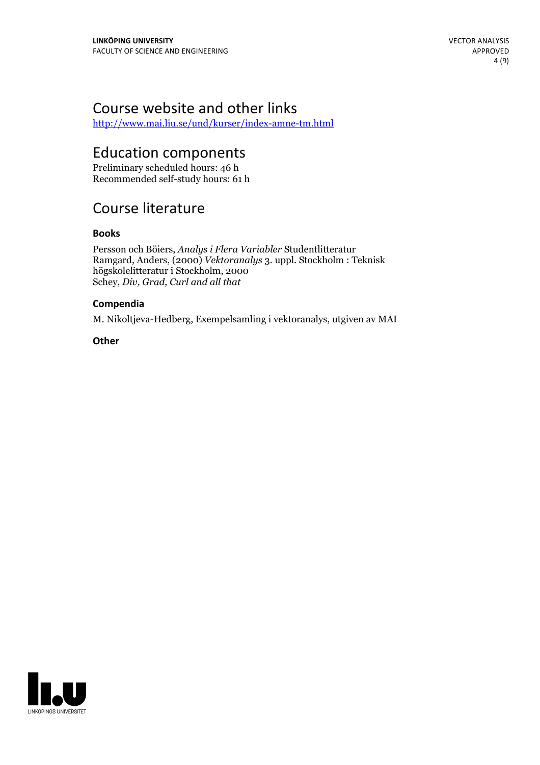# Course website and other links

http://www.mai.liu.se/und/kurser/index-amne-tm.html

# Education components

Preliminary scheduled hours: 46 h
Recommended self-study hours: 61 h

# Course literature

### Books

Persson och Böiers, *Analys i Flera Variabler* Studentlitteratur
Ramgard, Anders, (2000) *Vektoranalys* 3. uppl. Stockholm : Teknisk högskolelitteratur i Stockholm, 2000
Schey, *Div, Grad, Curl and all that*

### Compendia

M. Nikoltjeva-Hedberg, Exempelsamling i vektoranalys, utgiven av MAI

### Other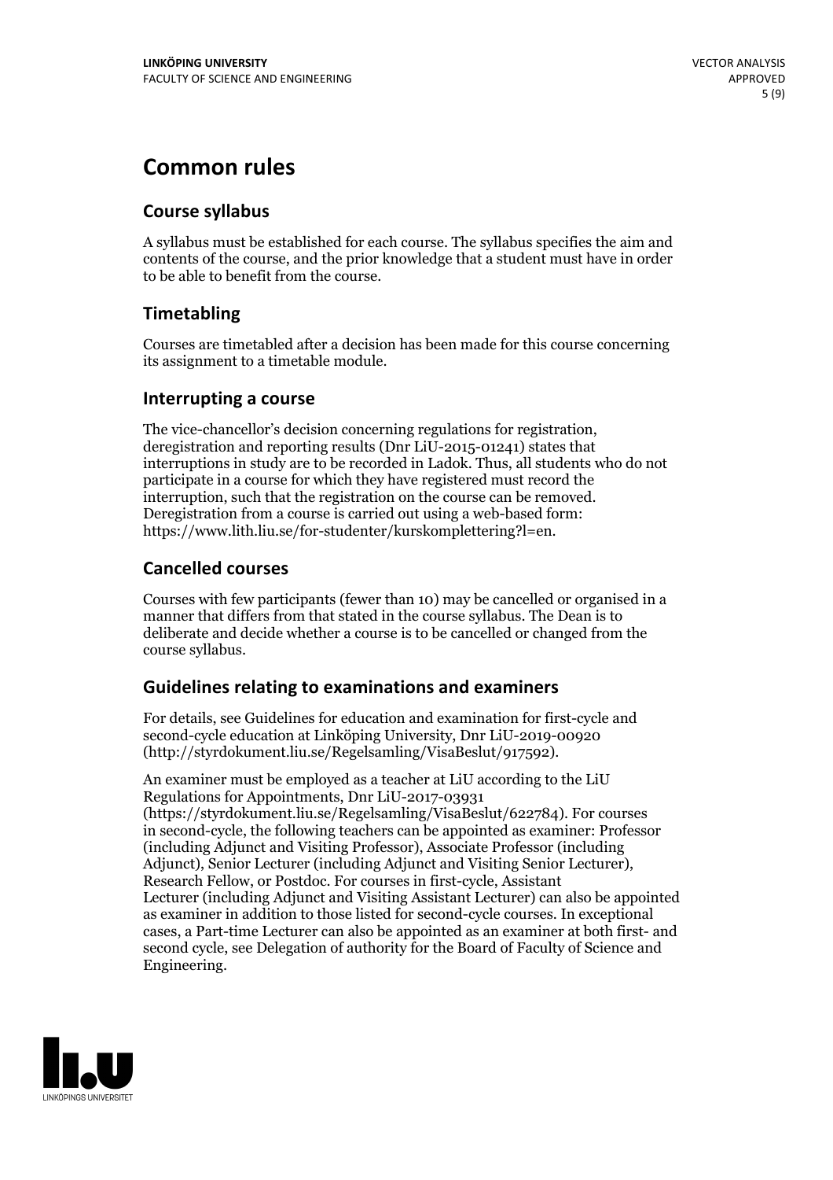# Common rules

## Course syllabus

A syllabus must be established for each course. The syllabus specifies the aim and contents of the course, and the prior knowledge that a student must have in order to be able to benefit from the course.

## Timetabling

Courses are timetabled after a decision has been made for this course concerning its assignment to a timetable module.

## Interrupting a course

The vice-chancellor's decision concerning regulations for registration, deregistration and reporting results (Dnr LiU-2015-01241) states that interruptions in study are to be recorded in Ladok. Thus, all students who do not participate in a course for which they have registered must record the interruption, such that the registration on the course can be removed. Deregistration from a course is carried out using a web-based form: https://www.lith.liu.se/for-studenter/kurskomplettering?l=en.

## Cancelled courses

Courses with few participants (fewer than 10) may be cancelled or organised in a manner that differs from that stated in the course syllabus. The Dean is to deliberate and decide whether a course is to be cancelled or changed from the course syllabus.

## Guidelines relating to examinations and examiners

For details, see Guidelines for education and examination for first-cycle and second-cycle education at Linköping University, Dnr LiU-2019-00920 (http://styrdokument.liu.se/Regelsamling/VisaBeslut/917592).

An examiner must be employed as a teacher at LiU according to the LiU Regulations for Appointments, Dnr LiU-2017-03931 (https://styrdokument.liu.se/Regelsamling/VisaBeslut/622784). For courses in second-cycle, the following teachers can be appointed as examiner: Professor (including Adjunct and Visiting Professor), Associate Professor (including Adjunct), Senior Lecturer (including Adjunct and Visiting Senior Lecturer), Research Fellow, or Postdoc. For courses in first-cycle, Assistant Lecturer (including Adjunct and Visiting Assistant Lecturer) can also be appointed as examiner in addition to those listed for second-cycle courses. In exceptional cases, a Part-time Lecturer can also be appointed as an examiner at both first- and second cycle, see Delegation of authority for the Board of Faculty of Science and Engineering.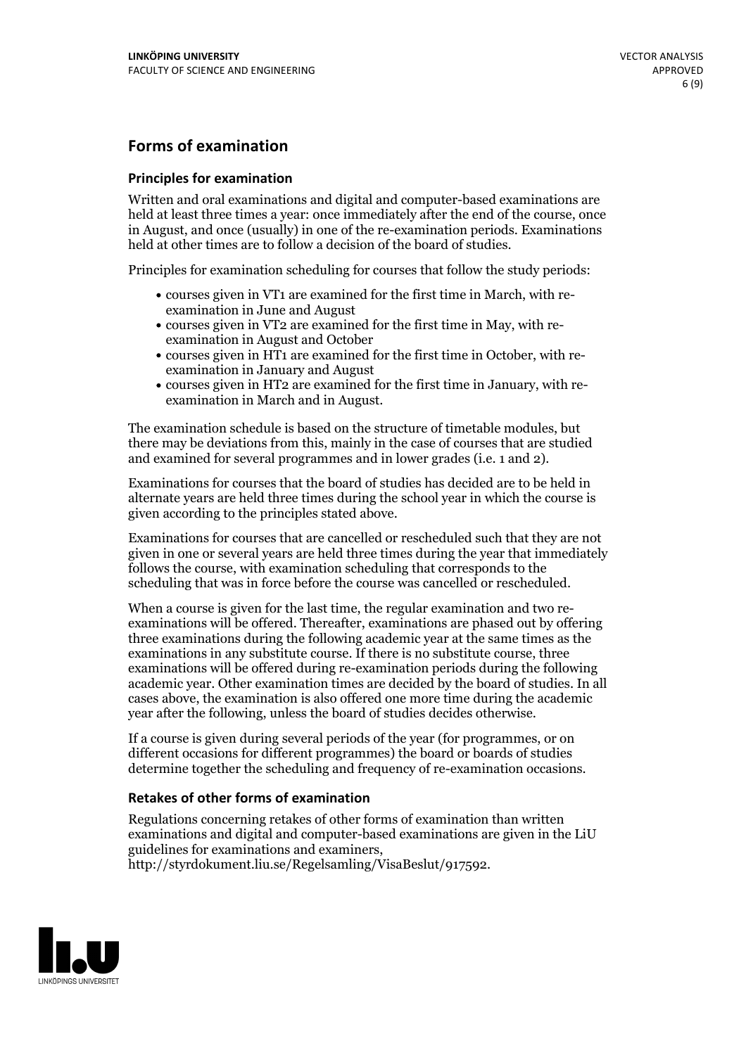## Forms of examination

### Principles for examination

Written and oral examinations and digital and computer-based examinations are held at least three times a year: once immediately after the end of the course, once in August, and once (usually) in one of the re-examination periods. Examinations held at other times are to follow a decision of the board of studies.

Principles for examination scheduling for courses that follow the study periods:

- courses given in VT1 are examined for the first time in March, with re-examination in June and August
- courses given in VT2 are examined for the first time in May, with re-examination in August and October
- courses given in HT1 are examined for the first time in October, with re-examination in January and August
- courses given in HT2 are examined for the first time in January, with re-examination in March and in August.

The examination schedule is based on the structure of timetable modules, but there may be deviations from this, mainly in the case of courses that are studied and examined for several programmes and in lower grades (i.e. 1 and 2).

Examinations for courses that the board of studies has decided are to be held in alternate years are held three times during the school year in which the course is given according to the principles stated above.

Examinations for courses that are cancelled or rescheduled such that they are not given in one or several years are held three times during the year that immediately follows the course, with examination scheduling that corresponds to the scheduling that was in force before the course was cancelled or rescheduled.

When a course is given for the last time, the regular examination and two re-examinations will be offered. Thereafter, examinations are phased out by offering three examinations during the following academic year at the same times as the examinations in any substitute course. If there is no substitute course, three examinations will be offered during re-examination periods during the following academic year. Other examination times are decided by the board of studies. In all cases above, the examination is also offered one more time during the academic year after the following, unless the board of studies decides otherwise.

If a course is given during several periods of the year (for programmes, or on different occasions for different programmes) the board or boards of studies determine together the scheduling and frequency of re-examination occasions.

### Retakes of other forms of examination

Regulations concerning retakes of other forms of examination than written examinations and digital and computer-based examinations are given in the LiU guidelines for examinations and examiners, http://styrdokument.liu.se/Regelsamling/VisaBeslut/917592.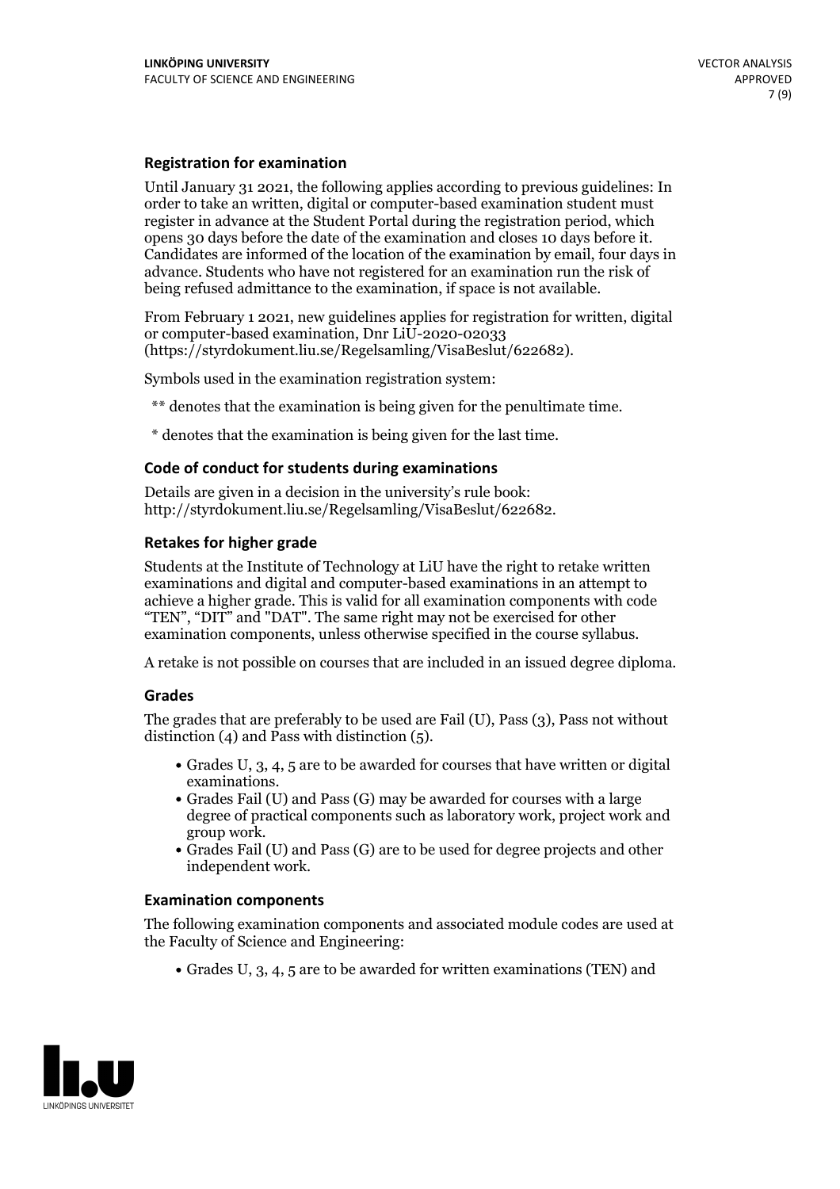### Registration for examination

Until January 31 2021, the following applies according to previous guidelines: In order to take an written, digital or computer-based examination student must register in advance at the Student Portal during the registration period, which opens 30 days before the date of the examination and closes 10 days before it. Candidates are informed of the location of the examination by email, four days in advance. Students who have not registered for an examination run the risk of being refused admittance to the examination, if space is not available.

From February 1 2021, new guidelines applies for registration for written, digital or computer-based examination, Dnr LiU-2020-02033 (https://styrdokument.liu.se/Regelsamling/VisaBeslut/622682).

Symbols used in the examination registration system:

** denotes that the examination is being given for the penultimate time.

* denotes that the examination is being given for the last time.

### Code of conduct for students during examinations

Details are given in a decision in the university's rule book: http://styrdokument.liu.se/Regelsamling/VisaBeslut/622682.

### Retakes for higher grade

Students at the Institute of Technology at LiU have the right to retake written examinations and digital and computer-based examinations in an attempt to achieve a higher grade. This is valid for all examination components with code "TEN", "DIT" and "DAT". The same right may not be exercised for other examination components, unless otherwise specified in the course syllabus.

A retake is not possible on courses that are included in an issued degree diploma.

### Grades

The grades that are preferably to be used are Fail (U), Pass (3), Pass not without distinction (4) and Pass with distinction (5).

- Grades U, 3, 4, 5 are to be awarded for courses that have written or digital examinations.
- Grades Fail (U) and Pass (G) may be awarded for courses with a large degree of practical components such as laboratory work, project work and group work.
- Grades Fail (U) and Pass (G) are to be used for degree projects and other independent work.

### Examination components

The following examination components and associated module codes are used at the Faculty of Science and Engineering:

- Grades U, 3, 4, 5 are to be awarded for written examinations (TEN) and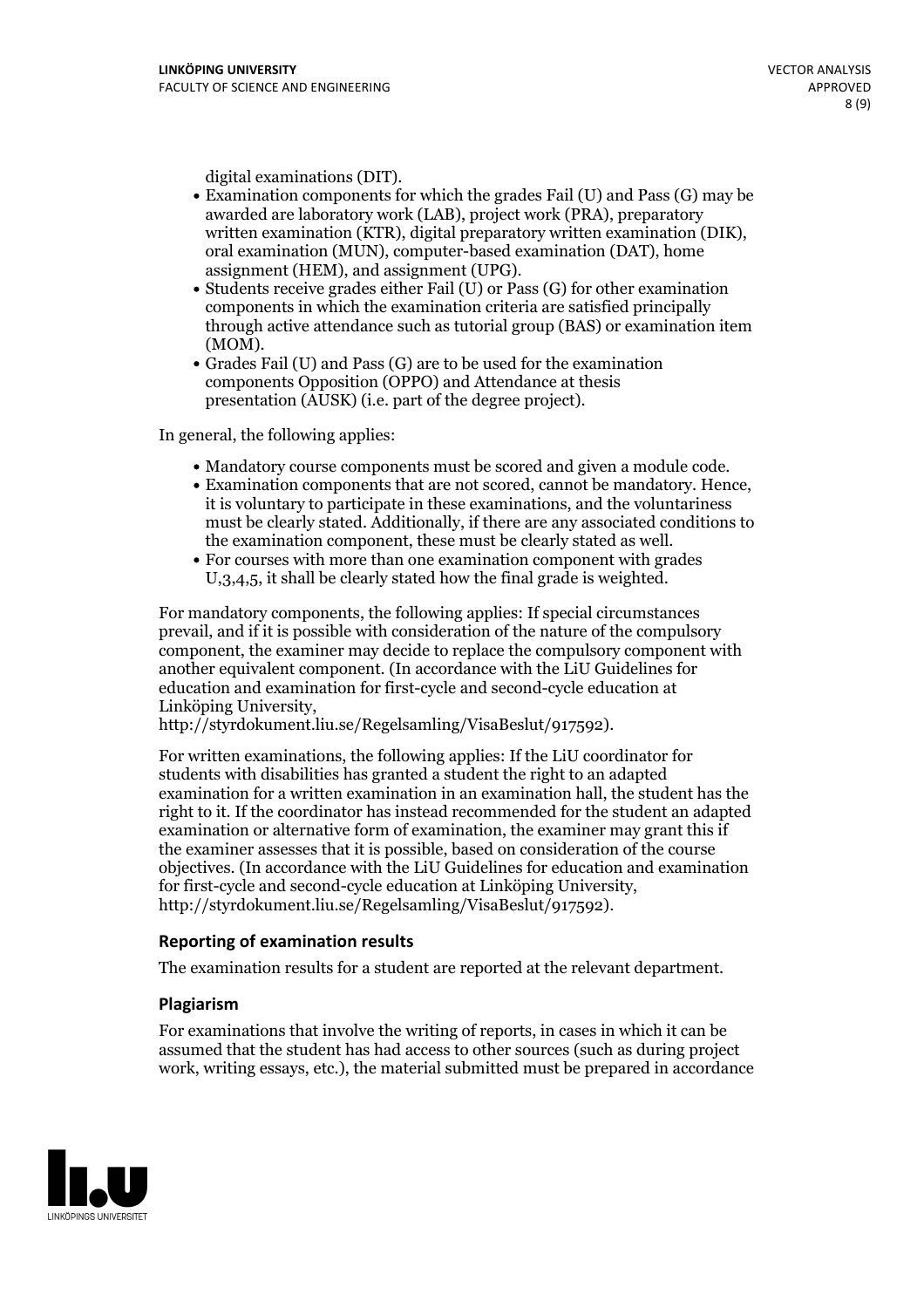digital examinations (DIT).

- Examination components for which the grades Fail (U) and Pass (G) may be awarded are laboratory work (LAB), project work (PRA), preparatory written examination (KTR), digital preparatory written examination (DIK), oral examination (MUN), computer-based examination (DAT), home assignment (HEM), and assignment (UPG).
- Students receive grades either Fail (U) or Pass (G) for other examination components in which the examination criteria are satisfied principally through active attendance such as tutorial group (BAS) or examination item (MOM).
- Grades Fail (U) and Pass (G) are to be used for the examination components Opposition (OPPO) and Attendance at thesis presentation (AUSK) (i.e. part of the degree project).

In general, the following applies:

- Mandatory course components must be scored and given a module code.
- Examination components that are not scored, cannot be mandatory. Hence, it is voluntary to participate in these examinations, and the voluntariness must be clearly stated. Additionally, if there are any associated conditions to the examination component, these must be clearly stated as well.
- For courses with more than one examination component with grades U,3,4,5, it shall be clearly stated how the final grade is weighted.

For mandatory components, the following applies: If special circumstances prevail, and if it is possible with consideration of the nature of the compulsory component, the examiner may decide to replace the compulsory component with another equivalent component. (In accordance with the LiU Guidelines for education and examination for first-cycle and second-cycle education at Linköping University, http://styrdokument.liu.se/Regelsamling/VisaBeslut/917592).

For written examinations, the following applies: If the LiU coordinator for students with disabilities has granted a student the right to an adapted examination for a written examination in an examination hall, the student has the right to it. If the coordinator has instead recommended for the student an adapted examination or alternative form of examination, the examiner may grant this if the examiner assesses that it is possible, based on consideration of the course objectives. (In accordance with the LiU Guidelines for education and examination for first-cycle and second-cycle education at Linköping University, http://styrdokument.liu.se/Regelsamling/VisaBeslut/917592).

### Reporting of examination results

The examination results for a student are reported at the relevant department.

### Plagiarism

For examinations that involve the writing of reports, in cases in which it can be assumed that the student has had access to other sources (such as during project work, writing essays, etc.), the material submitted must be prepared in accordance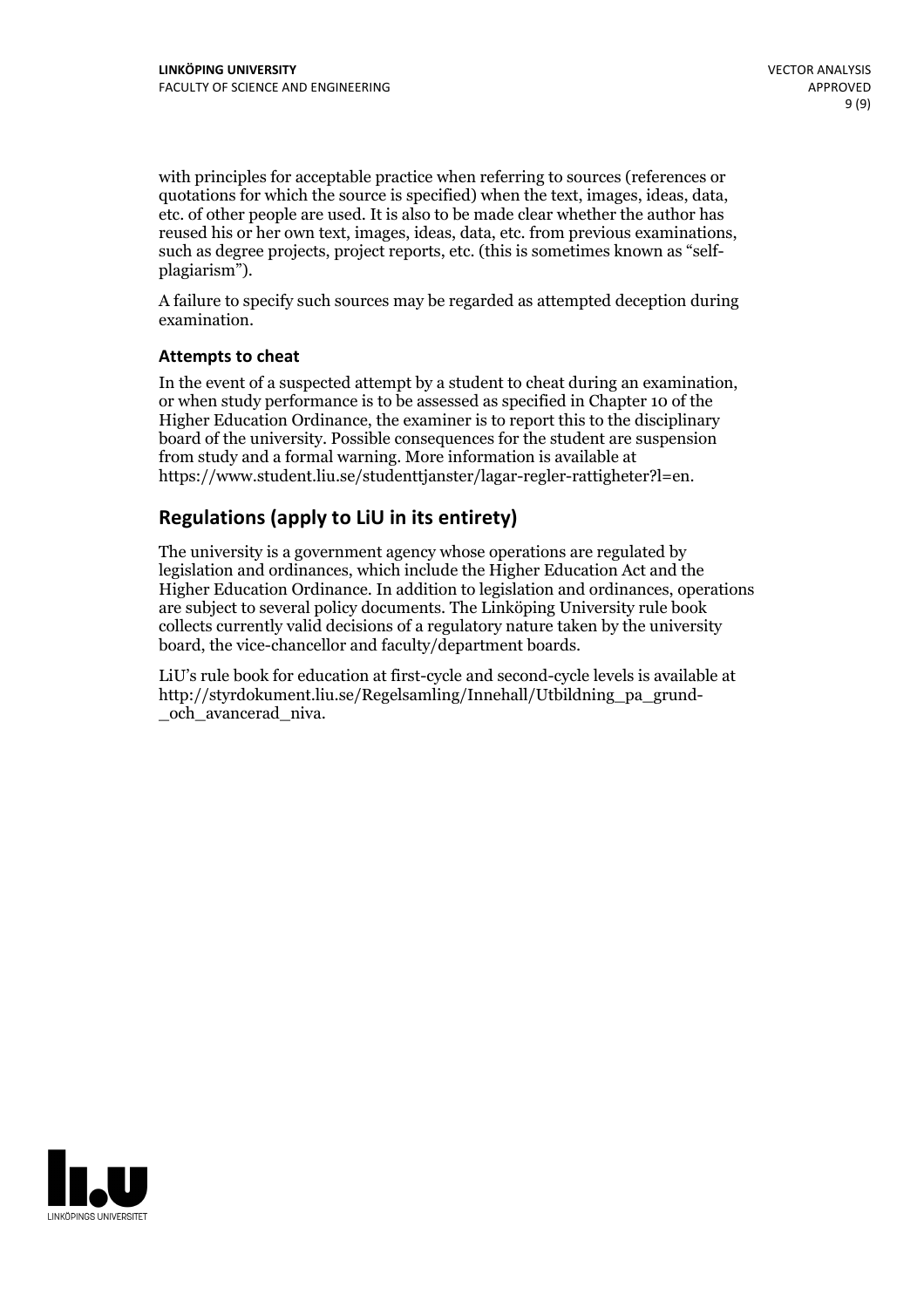with principles for acceptable practice when referring to sources (references or quotations for which the source is specified) when the text, images, ideas, data, etc. of other people are used. It is also to be made clear whether the author has reused his or her own text, images, ideas, data, etc. from previous examinations, such as degree projects, project reports, etc. (this is sometimes known as "self-plagiarism").

A failure to specify such sources may be regarded as attempted deception during examination.

### Attempts to cheat

In the event of a suspected attempt by a student to cheat during an examination, or when study performance is to be assessed as specified in Chapter 10 of the Higher Education Ordinance, the examiner is to report this to the disciplinary board of the university. Possible consequences for the student are suspension from study and a formal warning. More information is available at https://www.student.liu.se/studenttjanster/lagar-regler-rattigheter?l=en.

## Regulations (apply to LiU in its entirety)

The university is a government agency whose operations are regulated by legislation and ordinances, which include the Higher Education Act and the Higher Education Ordinance. In addition to legislation and ordinances, operations are subject to several policy documents. The Linköping University rule book collects currently valid decisions of a regulatory nature taken by the university board, the vice-chancellor and faculty/department boards.

LiU's rule book for education at first-cycle and second-cycle levels is available at http://styrdokument.liu.se/Regelsamling/Innehall/Utbildning_pa_grund-_och_avancerad_niva.